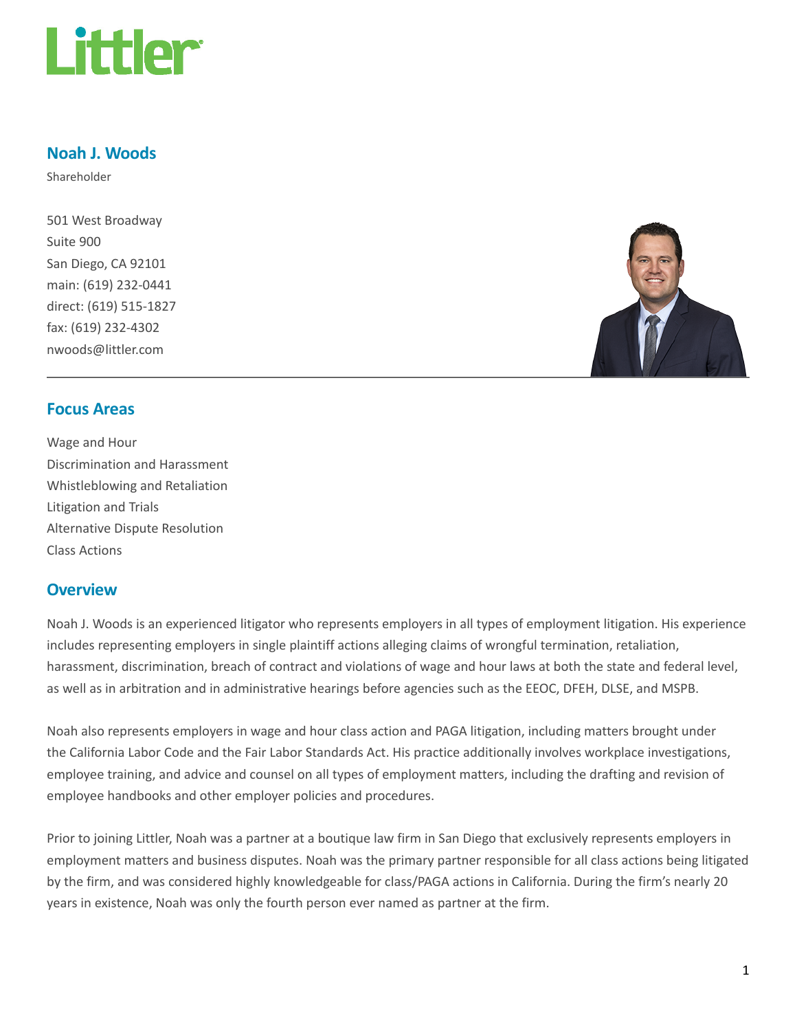# Noah J. Woods

Shareholder

501 West Broadway
Suite 900
San Diego, CA 92101
main: (619) 232-0441
direct: (619) 515-1827
fax: (619) 232-4302
nwoods@littler.com

## Focus Areas

Wage and Hour
Discrimination and Harassment
Whistleblowing and Retaliation
Litigation and Trials
Alternative Dispute Resolution
Class Actions

## Overview

Noah J. Woods is an experienced litigator who represents employers in all types of employment litigation. His experience includes representing employers in single plaintiff actions alleging claims of wrongful termination, retaliation, harassment, discrimination, breach of contract and violations of wage and hour laws at both the state and federal level, as well as in arbitration and in administrative hearings before agencies such as the EEOC, DFEH, DLSE, and MSPB.

Noah also represents employers in wage and hour class action and PAGA litigation, including matters brought under the California Labor Code and the Fair Labor Standards Act. His practice additionally involves workplace investigations, employee training, and advice and counsel on all types of employment matters, including the drafting and revision of employee handbooks and other employer policies and procedures.

Prior to joining Littler, Noah was a partner at a boutique law firm in San Diego that exclusively represents employers in employment matters and business disputes. Noah was the primary partner responsible for all class actions being litigated by the firm, and was considered highly knowledgeable for class/PAGA actions in California. During the firm's nearly 20 years in existence, Noah was only the fourth person ever named as partner at the firm.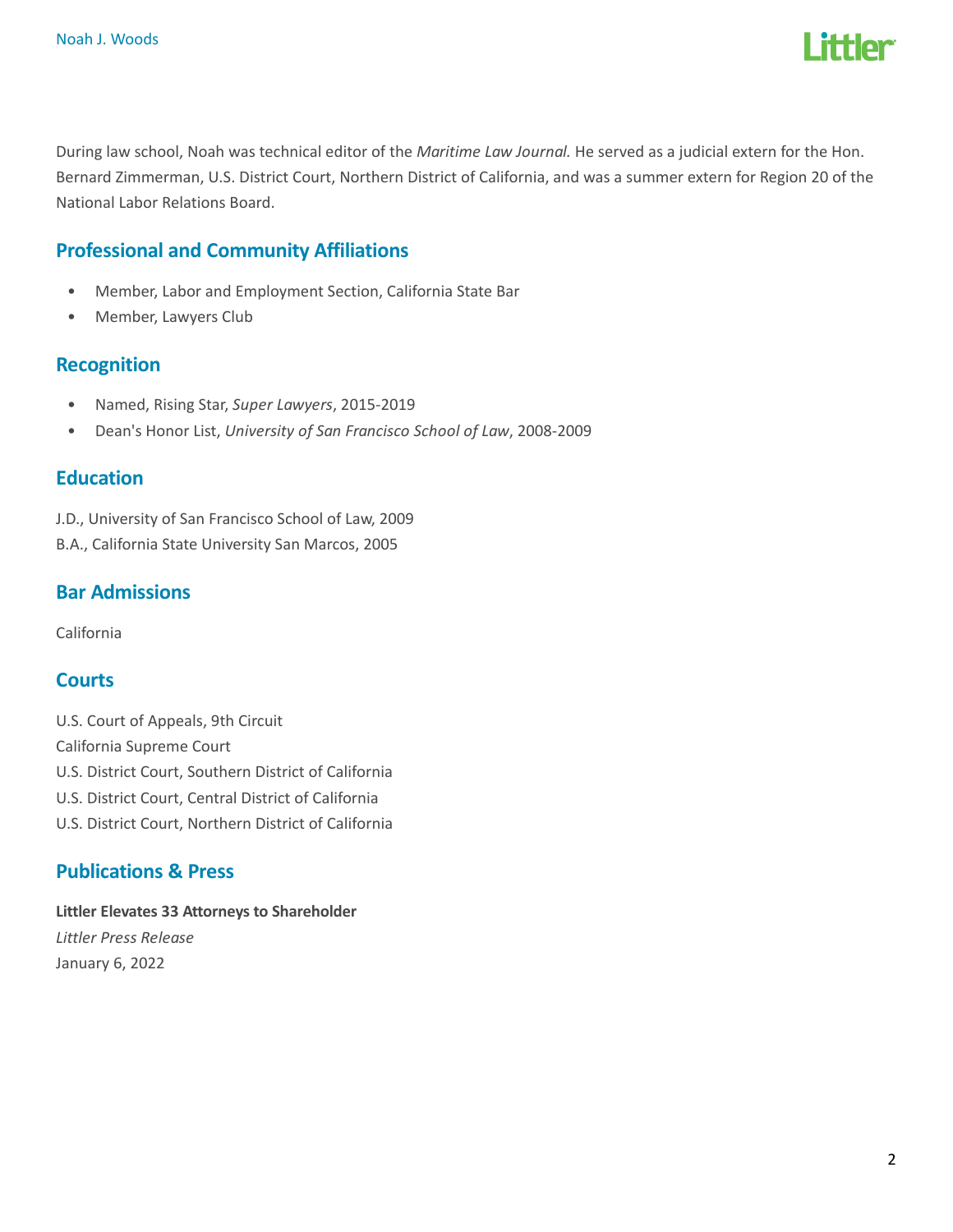During law school, Noah was technical editor of the *Maritime Law Journal.* He served as a judicial extern for the Hon. Bernard Zimmerman, U.S. District Court, Northern District of California, and was a summer extern for Region 20 of the National Labor Relations Board.

## Professional and Community Affiliations

- Member, Labor and Employment Section, California State Bar
- Member, Lawyers Club

## Recognition

- Named, Rising Star, *Super Lawyers*, 2015-2019
- Dean's Honor List, *University of San Francisco School of Law*, 2008-2009

## Education

J.D., University of San Francisco School of Law, 2009
B.A., California State University San Marcos, 2005

## Bar Admissions

California

## Courts

U.S. Court of Appeals, 9th Circuit
California Supreme Court
U.S. District Court, Southern District of California
U.S. District Court, Central District of California
U.S. District Court, Northern District of California

## Publications & Press

**Littler Elevates 33 Attorneys to Shareholder**
*Littler Press Release*
January 6, 2022